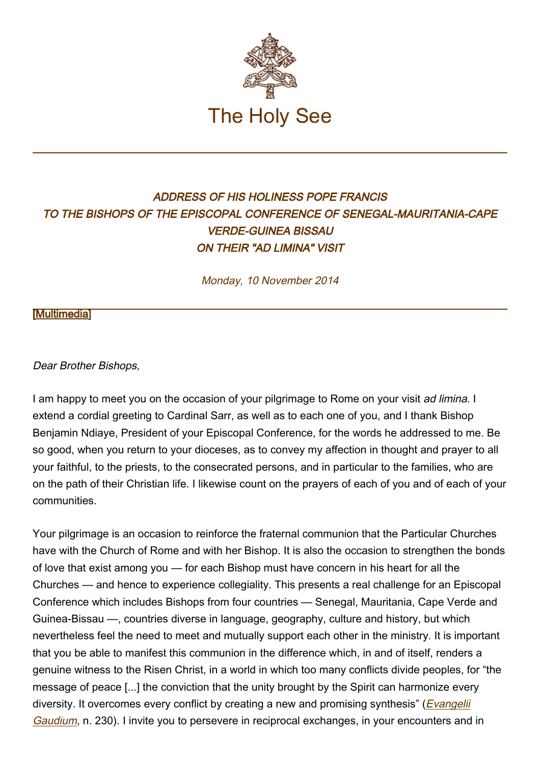The Holy See

# *ADDRESS OF HIS HOLINESS POPE FRANCIS TO THE BISHOPS OF THE EPISCOPAL CONFERENCE OF SENEGAL-MAURITANIA-CAPE VERDE-GUINEA BISSAU ON THEIR "AD LIMINA" VISIT*

*Monday, 10 November 2014*

[Multimedia]

*Dear Brother Bishops,*

I am happy to meet you on the occasion of your pilgrimage to Rome on your visit *ad limina*. I extend a cordial greeting to Cardinal Sarr, as well as to each one of you, and I thank Bishop Benjamin Ndiaye, President of your Episcopal Conference, for the words he addressed to me. Be so good, when you return to your dioceses, as to convey my affection in thought and prayer to all your faithful, to the priests, to the consecrated persons, and in particular to the families, who are on the path of their Christian life. I likewise count on the prayers of each of you and of each of your communities.

Your pilgrimage is an occasion to reinforce the fraternal communion that the Particular Churches have with the Church of Rome and with her Bishop. It is also the occasion to strengthen the bonds of love that exist among you — for each Bishop must have concern in his heart for all the Churches — and hence to experience collegiality. This presents a real challenge for an Episcopal Conference which includes Bishops from four countries — Senegal, Mauritania, Cape Verde and Guinea-Bissau —, countries diverse in language, geography, culture and history, but which nevertheless feel the need to meet and mutually support each other in the ministry. It is important that you be able to manifest this communion in the difference which, in and of itself, renders a genuine witness to the Risen Christ, in a world in which too many conflicts divide peoples, for "the message of peace [...] the conviction that the unity brought by the Spirit can harmonize every diversity. It overcomes every conflict by creating a new and promising synthesis" (*Evangelii Gaudium*, n. 230). I invite you to persevere in reciprocal exchanges, in your encounters and in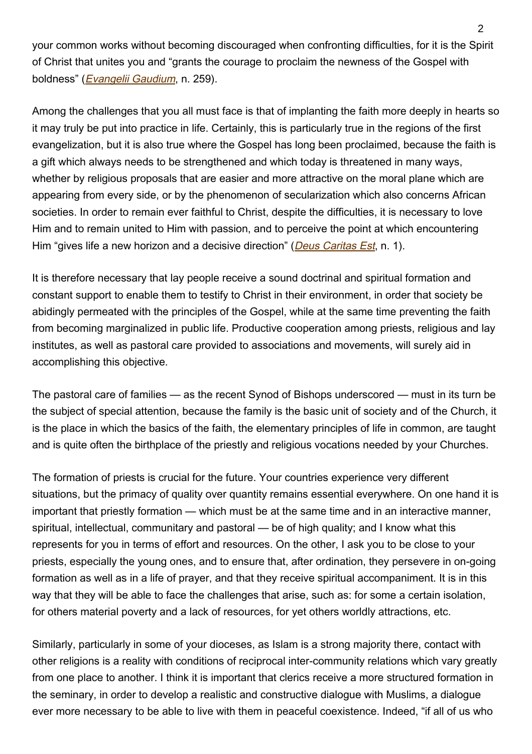your common works without becoming discouraged when confronting difficulties, for it is the Spirit of Christ that unites you and "grants the courage to proclaim the newness of the Gospel with boldness" (*Evangelii Gaudium*, n. 259).

Among the challenges that you all must face is that of implanting the faith more deeply in hearts so it may truly be put into practice in life. Certainly, this is particularly true in the regions of the first evangelization, but it is also true where the Gospel has long been proclaimed, because the faith is a gift which always needs to be strengthened and which today is threatened in many ways, whether by religious proposals that are easier and more attractive on the moral plane which are appearing from every side, or by the phenomenon of secularization which also concerns African societies. In order to remain ever faithful to Christ, despite the difficulties, it is necessary to love Him and to remain united to Him with passion, and to perceive the point at which encountering Him "gives life a new horizon and a decisive direction" (*Deus Caritas Est*, n. 1).

It is therefore necessary that lay people receive a sound doctrinal and spiritual formation and constant support to enable them to testify to Christ in their environment, in order that society be abidingly permeated with the principles of the Gospel, while at the same time preventing the faith from becoming marginalized in public life. Productive cooperation among priests, religious and lay institutes, as well as pastoral care provided to associations and movements, will surely aid in accomplishing this objective.

The pastoral care of families — as the recent Synod of Bishops underscored — must in its turn be the subject of special attention, because the family is the basic unit of society and of the Church, it is the place in which the basics of the faith, the elementary principles of life in common, are taught and is quite often the birthplace of the priestly and religious vocations needed by your Churches.

The formation of priests is crucial for the future. Your countries experience very different situations, but the primacy of quality over quantity remains essential everywhere. On one hand it is important that priestly formation — which must be at the same time and in an interactive manner, spiritual, intellectual, communitary and pastoral — be of high quality; and I know what this represents for you in terms of effort and resources. On the other, I ask you to be close to your priests, especially the young ones, and to ensure that, after ordination, they persevere in on-going formation as well as in a life of prayer, and that they receive spiritual accompaniment. It is in this way that they will be able to face the challenges that arise, such as: for some a certain isolation, for others material poverty and a lack of resources, for yet others worldly attractions, etc.

Similarly, particularly in some of your dioceses, as Islam is a strong majority there, contact with other religions is a reality with conditions of reciprocal inter-community relations which vary greatly from one place to another. I think it is important that clerics receive a more structured formation in the seminary, in order to develop a realistic and constructive dialogue with Muslims, a dialogue ever more necessary to be able to live with them in peaceful coexistence. Indeed, "if all of us who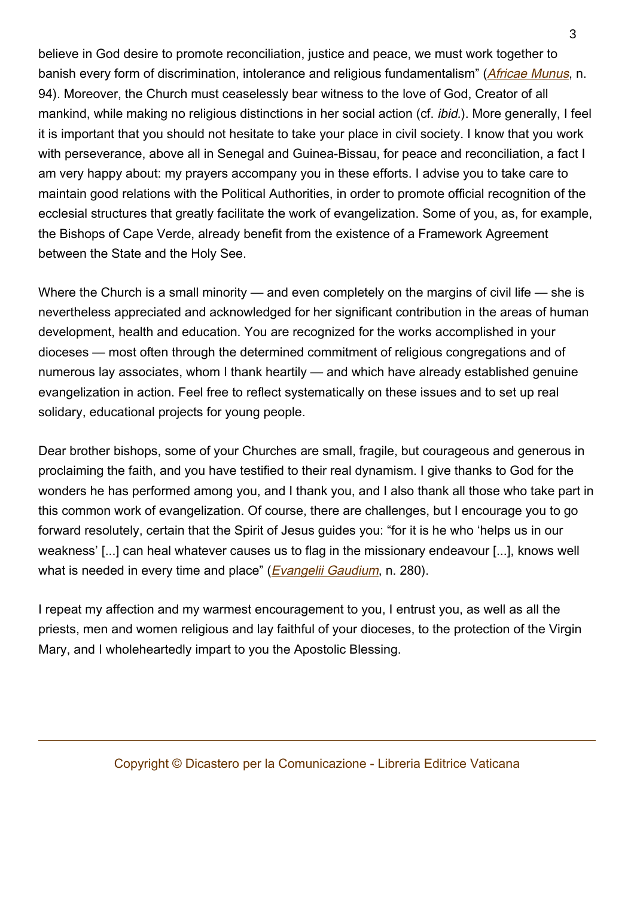believe in God desire to promote reconciliation, justice and peace, we must work together to banish every form of discrimination, intolerance and religious fundamentalism" (*Africae Munus*, n. 94). Moreover, the Church must ceaselessly bear witness to the love of God, Creator of all mankind, while making no religious distinctions in her social action (cf. *ibid.*). More generally, I feel it is important that you should not hesitate to take your place in civil society. I know that you work with perseverance, above all in Senegal and Guinea-Bissau, for peace and reconciliation, a fact I am very happy about: my prayers accompany you in these efforts. I advise you to take care to maintain good relations with the Political Authorities, in order to promote official recognition of the ecclesial structures that greatly facilitate the work of evangelization. Some of you, as, for example, the Bishops of Cape Verde, already benefit from the existence of a Framework Agreement between the State and the Holy See.

Where the Church is a small minority — and even completely on the margins of civil life — she is nevertheless appreciated and acknowledged for her significant contribution in the areas of human development, health and education. You are recognized for the works accomplished in your dioceses — most often through the determined commitment of religious congregations and of numerous lay associates, whom I thank heartily — and which have already established genuine evangelization in action. Feel free to reflect systematically on these issues and to set up real solidary, educational projects for young people.

Dear brother bishops, some of your Churches are small, fragile, but courageous and generous in proclaiming the faith, and you have testified to their real dynamism. I give thanks to God for the wonders he has performed among you, and I thank you, and I also thank all those who take part in this common work of evangelization. Of course, there are challenges, but I encourage you to go forward resolutely, certain that the Spirit of Jesus guides you: "for it is he who 'helps us in our weakness' [...] can heal whatever causes us to flag in the missionary endeavour [...], knows well what is needed in every time and place" (*Evangelii Gaudium*, n. 280).

I repeat my affection and my warmest encouragement to you, I entrust you, as well as all the priests, men and women religious and lay faithful of your dioceses, to the protection of the Virgin Mary, and I wholeheartedly impart to you the Apostolic Blessing.

---

Copyright © Dicastero per la Comunicazione - Libreria Editrice Vaticana